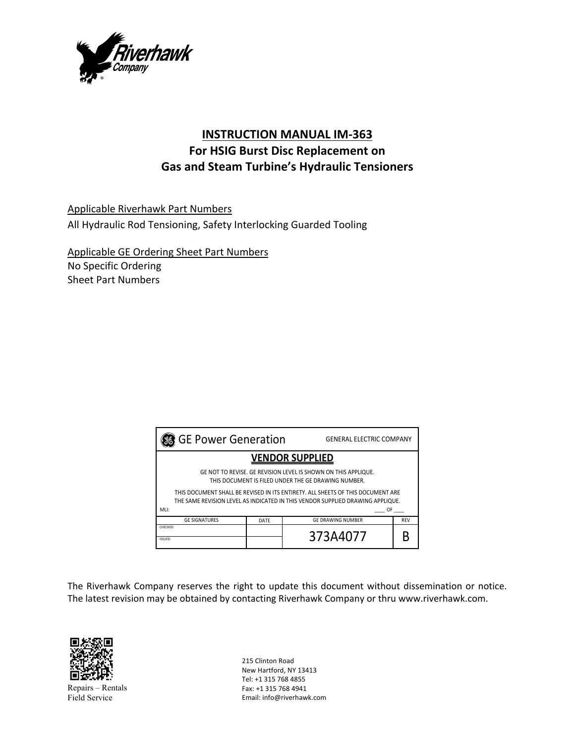# INSTRUCTION MANUAL IM-363
## For HSIG Burst Disc Replacement on Gas and Steam Turbine's Hydraulic Tensioners

Applicable Riverhawk Part Numbers
All Hydraulic Rod Tensioning, Safety Interlocking Guarded Tooling

Applicable GE Ordering Sheet Part Numbers
No Specific Ordering
Sheet Part Numbers

| GE Power Generation | | GENERAL ELECTRIC COMPANY | |
|---|---|---|---|
| **VENDOR SUPPLIED** | | | |
| GE NOT TO REVISE. GE REVISION LEVEL IS SHOWN ON THIS APPLIQUE. THIS DOCUMENT IS FILED UNDER THE GE DRAWING NUMBER. THIS DOCUMENT SHALL BE REVISED IN ITS ENTIRETY. ALL SHEETS OF THIS DOCUMENT ARE THE SAME REVISION LEVEL AS INDICATED IN THIS VENDOR SUPPLIED DRAWING APPLIQUE. MLI: ____ OF ____ | | | |
| GE SIGNATURES | DATE | GE DRAWING NUMBER | REV |
| CHECKED: | | 373A4077 | B |
| ISSUED: | | | |

The Riverhawk Company reserves the right to update this document without dissemination or notice. The latest revision may be obtained by contacting Riverhawk Company or thru www.riverhawk.com.

Repairs – Rentals
Field Service

215 Clinton Road
New Hartford, NY 13413
Tel: +1 315 768 4855
Fax: +1 315 768 4941
Email: info@riverhawk.com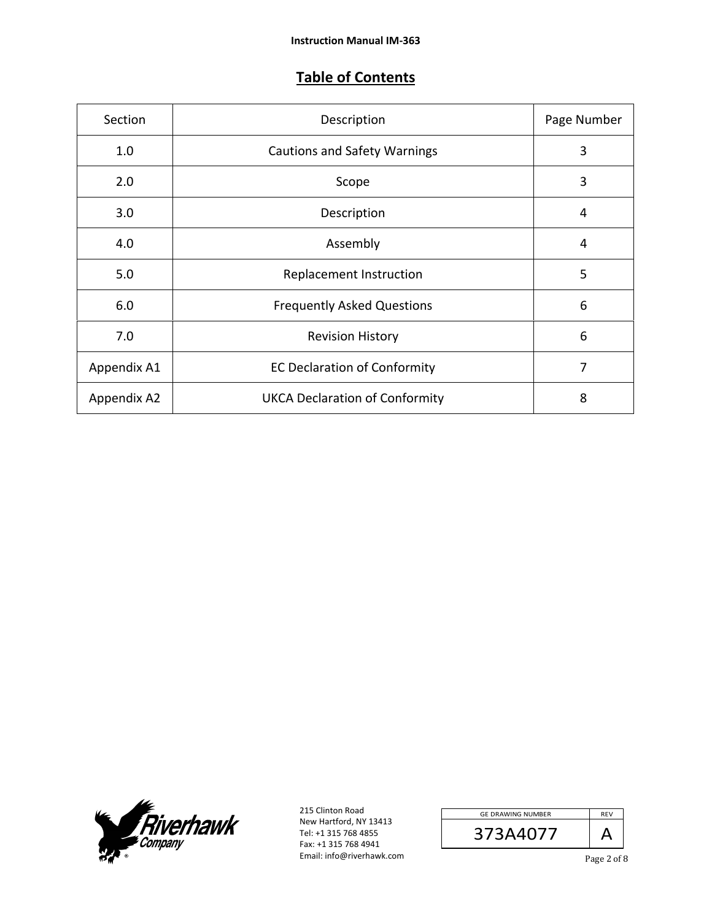# Table of Contents

| Section | Description | Page Number |
|---|---|---|
| 1.0 | Cautions and Safety Warnings | 3 |
| 2.0 | Scope | 3 |
| 3.0 | Description | 4 |
| 4.0 | Assembly | 4 |
| 5.0 | Replacement Instruction | 5 |
| 6.0 | Frequently Asked Questions | 6 |
| 7.0 | Revision History | 6 |
| Appendix A1 | EC Declaration of Conformity | 7 |
| Appendix A2 | UKCA Declaration of Conformity | 8 |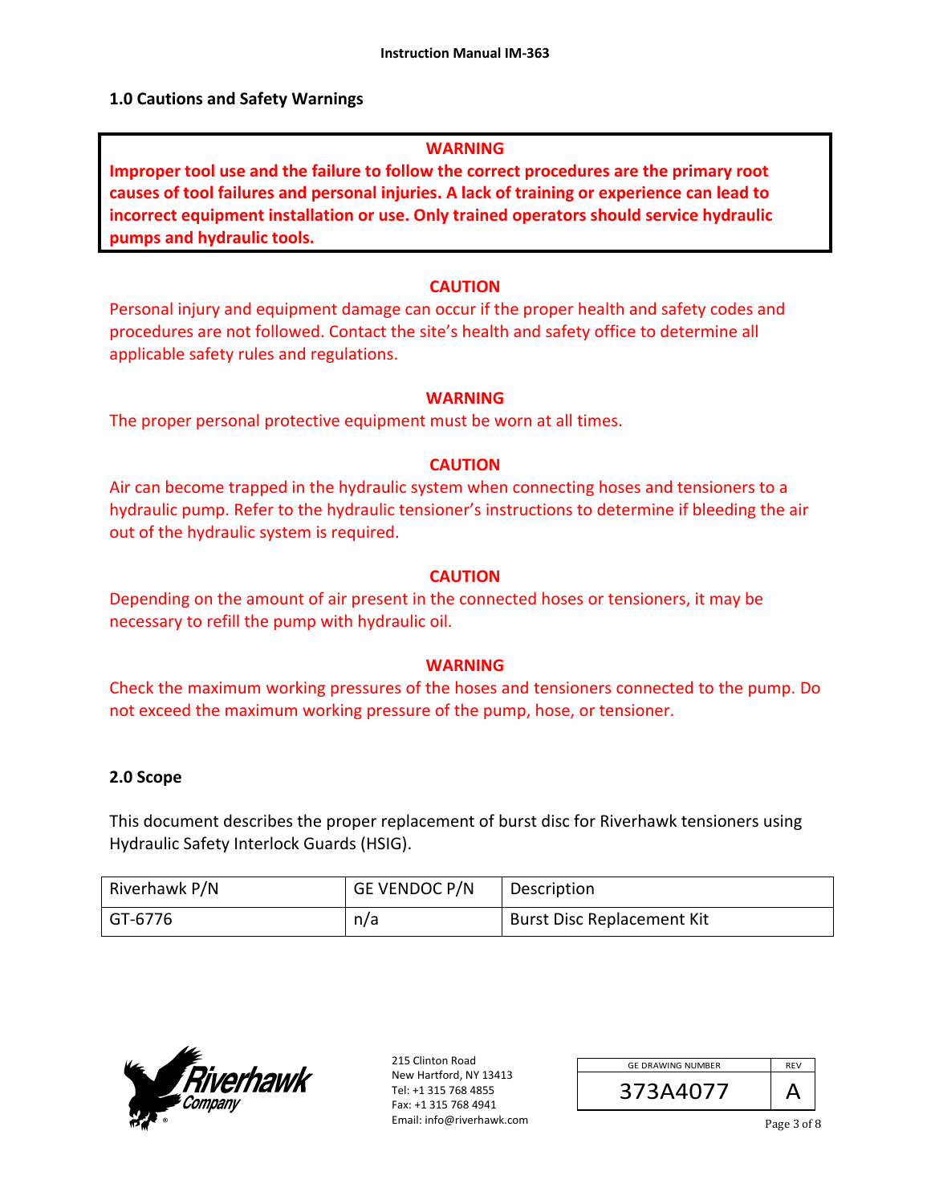## 1.0 Cautions and Safety Warnings

**WARNING**

**Improper tool use and the failure to follow the correct procedures are the primary root causes of tool failures and personal injuries. A lack of training or experience can lead to incorrect equipment installation or use. Only trained operators should service hydraulic pumps and hydraulic tools.**

**CAUTION**

Personal injury and equipment damage can occur if the proper health and safety codes and procedures are not followed. Contact the site's health and safety office to determine all applicable safety rules and regulations.

**WARNING**

The proper personal protective equipment must be worn at all times.

**CAUTION**

Air can become trapped in the hydraulic system when connecting hoses and tensioners to a hydraulic pump. Refer to the hydraulic tensioner's instructions to determine if bleeding the air out of the hydraulic system is required.

**CAUTION**

Depending on the amount of air present in the connected hoses or tensioners, it may be necessary to refill the pump with hydraulic oil.

**WARNING**

Check the maximum working pressures of the hoses and tensioners connected to the pump. Do not exceed the maximum working pressure of the pump, hose, or tensioner.

## 2.0 Scope

This document describes the proper replacement of burst disc for Riverhawk tensioners using Hydraulic Safety Interlock Guards (HSIG).

| Riverhawk P/N | GE VENDOC P/N | Description |
|---|---|---|
| GT-6776 | n/a | Burst Disc Replacement Kit |

215 Clinton Road
New Hartford, NY 13413
Tel: +1 315 768 4855
Fax: +1 315 768 4941
Email: info@riverhawk.com

| GE DRAWING NUMBER | REV |
|---|---|
| 373A4077 | A |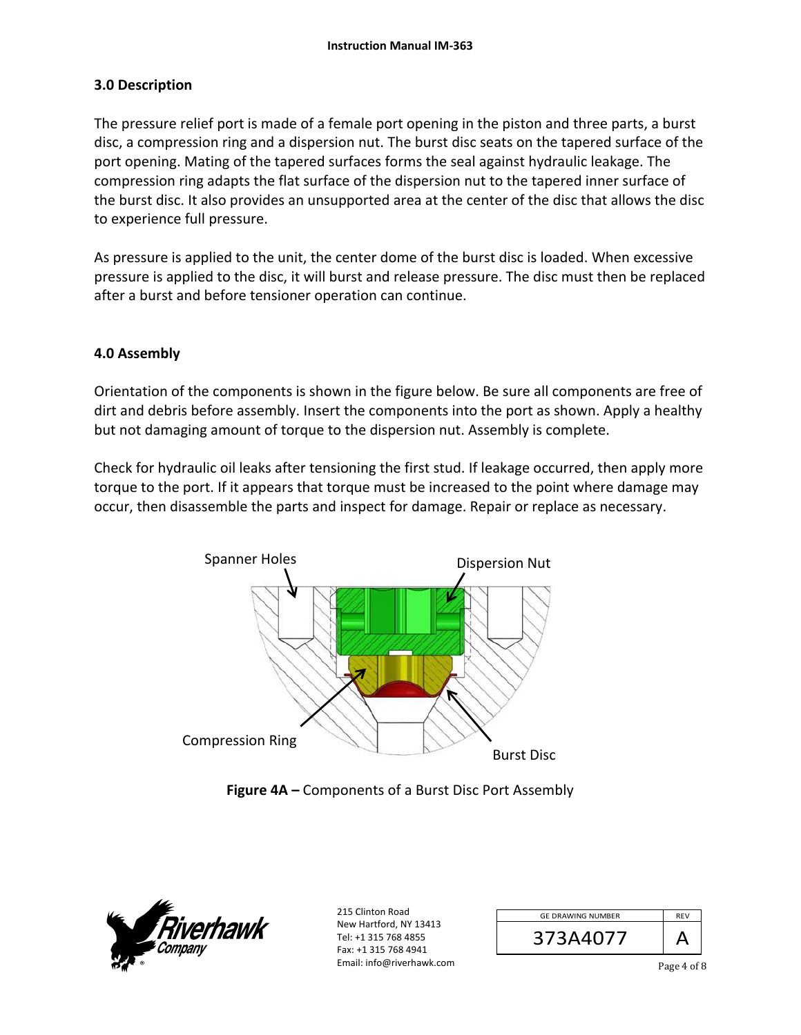## 3.0 Description

The pressure relief port is made of a female port opening in the piston and three parts, a burst disc, a compression ring and a dispersion nut. The burst disc seats on the tapered surface of the port opening. Mating of the tapered surfaces forms the seal against hydraulic leakage. The compression ring adapts the flat surface of the dispersion nut to the tapered inner surface of the burst disc. It also provides an unsupported area at the center of the disc that allows the disc to experience full pressure.

As pressure is applied to the unit, the center dome of the burst disc is loaded. When excessive pressure is applied to the disc, it will burst and release pressure. The disc must then be replaced after a burst and before tensioner operation can continue.

## 4.0 Assembly

Orientation of the components is shown in the figure below. Be sure all components are free of dirt and debris before assembly. Insert the components into the port as shown. Apply a healthy but not damaging amount of torque to the dispersion nut. Assembly is complete.

Check for hydraulic oil leaks after tensioning the first stud. If leakage occurred, then apply more torque to the port. If it appears that torque must be increased to the point where damage may occur, then disassemble the parts and inspect for damage. Repair or replace as necessary.

Spanner Holes

Dispersion Nut

Compression Ring

Burst Disc

**Figure 4A –** Components of a Burst Disc Port Assembly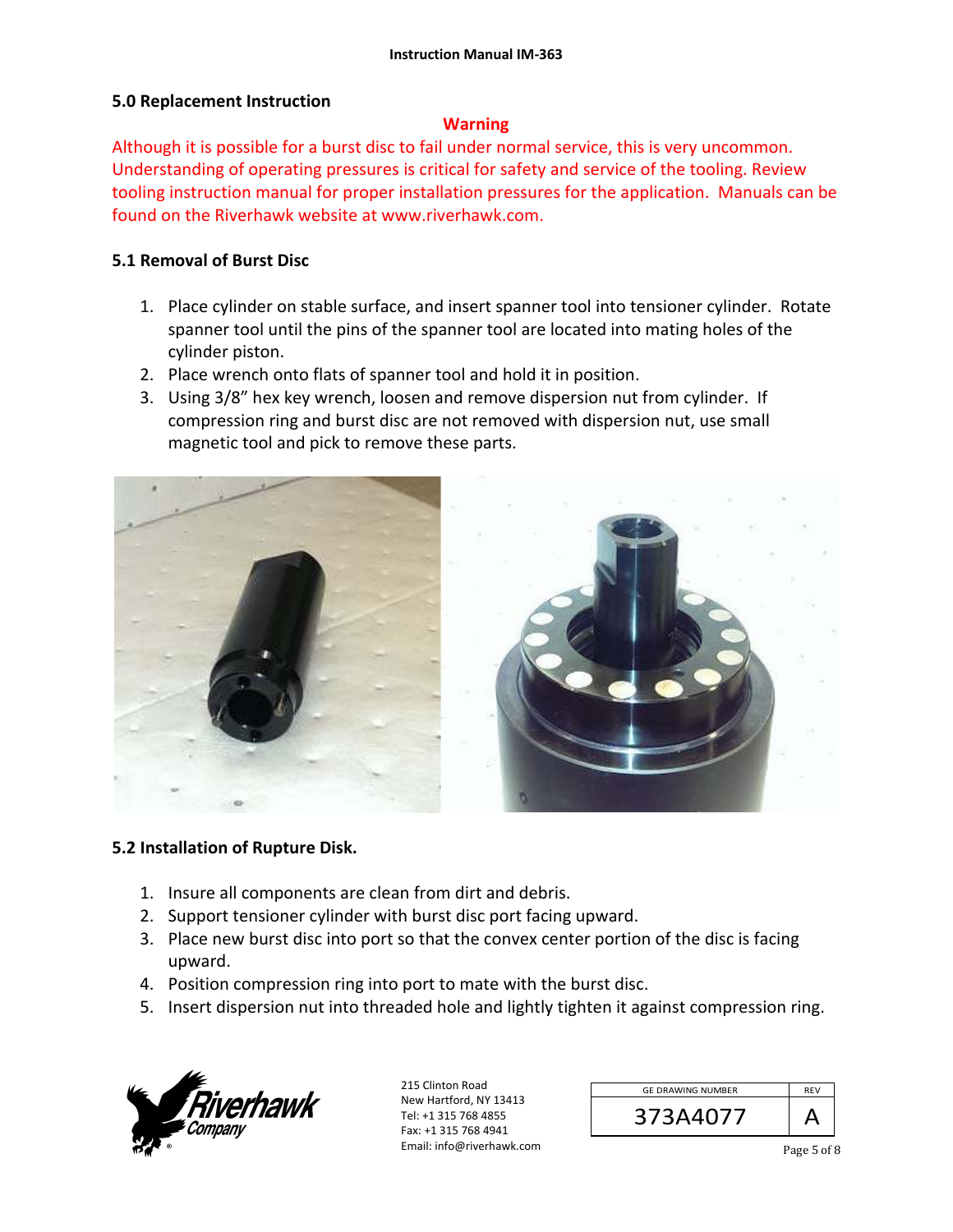## 5.0 Replacement Instruction

**Warning**

Although it is possible for a burst disc to fail under normal service, this is very uncommon. Understanding of operating pressures is critical for safety and service of the tooling. Review tooling instruction manual for proper installation pressures for the application. Manuals can be found on the Riverhawk website at www.riverhawk.com.

### 5.1 Removal of Burst Disc

1. Place cylinder on stable surface, and insert spanner tool into tensioner cylinder. Rotate spanner tool until the pins of the spanner tool are located into mating holes of the cylinder piston.
2. Place wrench onto flats of spanner tool and hold it in position.
3. Using 3/8" hex key wrench, loosen and remove dispersion nut from cylinder. If compression ring and burst disc are not removed with dispersion nut, use small magnetic tool and pick to remove these parts.

### 5.2 Installation of Rupture Disk.

1. Insure all components are clean from dirt and debris.
2. Support tensioner cylinder with burst disc port facing upward.
3. Place new burst disc into port so that the convex center portion of the disc is facing upward.
4. Position compression ring into port to mate with the burst disc.
5. Insert dispersion nut into threaded hole and lightly tighten it against compression ring.

Riverhawk Company

215 Clinton Road
New Hartford, NY 13413
Tel: +1 315 768 4855
Fax: +1 315 768 4941
Email: info@riverhawk.com

| GE DRAWING NUMBER | REV |
|---|---|
| 373A4077 | A |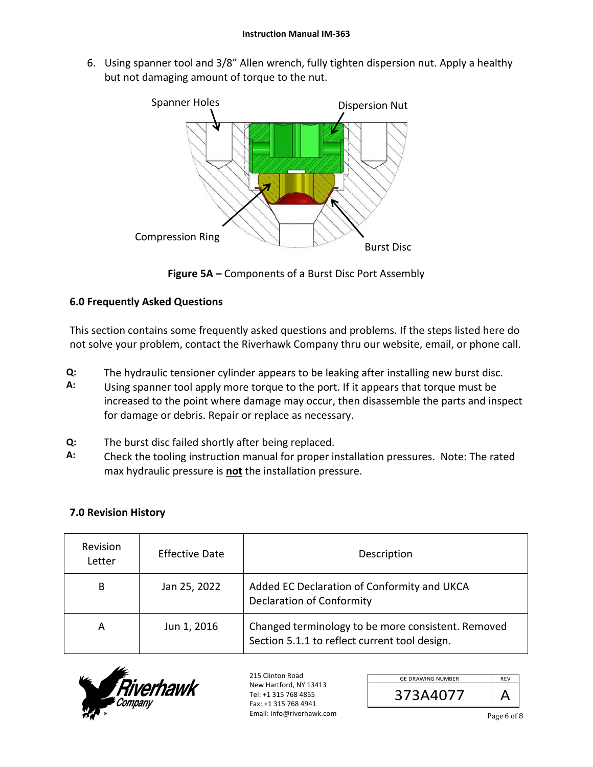6. Using spanner tool and 3/8" Allen wrench, fully tighten dispersion nut. Apply a healthy but not damaging amount of torque to the nut.

**Figure 5A –** Components of a Burst Disc Port Assembly

### 6.0 Frequently Asked Questions

This section contains some frequently asked questions and problems. If the steps listed here do not solve your problem, contact the Riverhawk Company thru our website, email, or phone call.

**Q:** The hydraulic tensioner cylinder appears to be leaking after installing new burst disc.
**A:** Using spanner tool apply more torque to the port. If it appears that torque must be increased to the point where damage may occur, then disassemble the parts and inspect for damage or debris. Repair or replace as necessary.

**Q:** The burst disc failed shortly after being replaced.
**A:** Check the tooling instruction manual for proper installation pressures. Note: The rated max hydraulic pressure is **not** the installation pressure.

### 7.0 Revision History

| Revision Letter | Effective Date | Description |
|---|---|---|
| B | Jan 25, 2022 | Added EC Declaration of Conformity and UKCA Declaration of Conformity |
| A | Jun 1, 2016 | Changed terminology to be more consistent. Removed Section 5.1.1 to reflect current tool design. |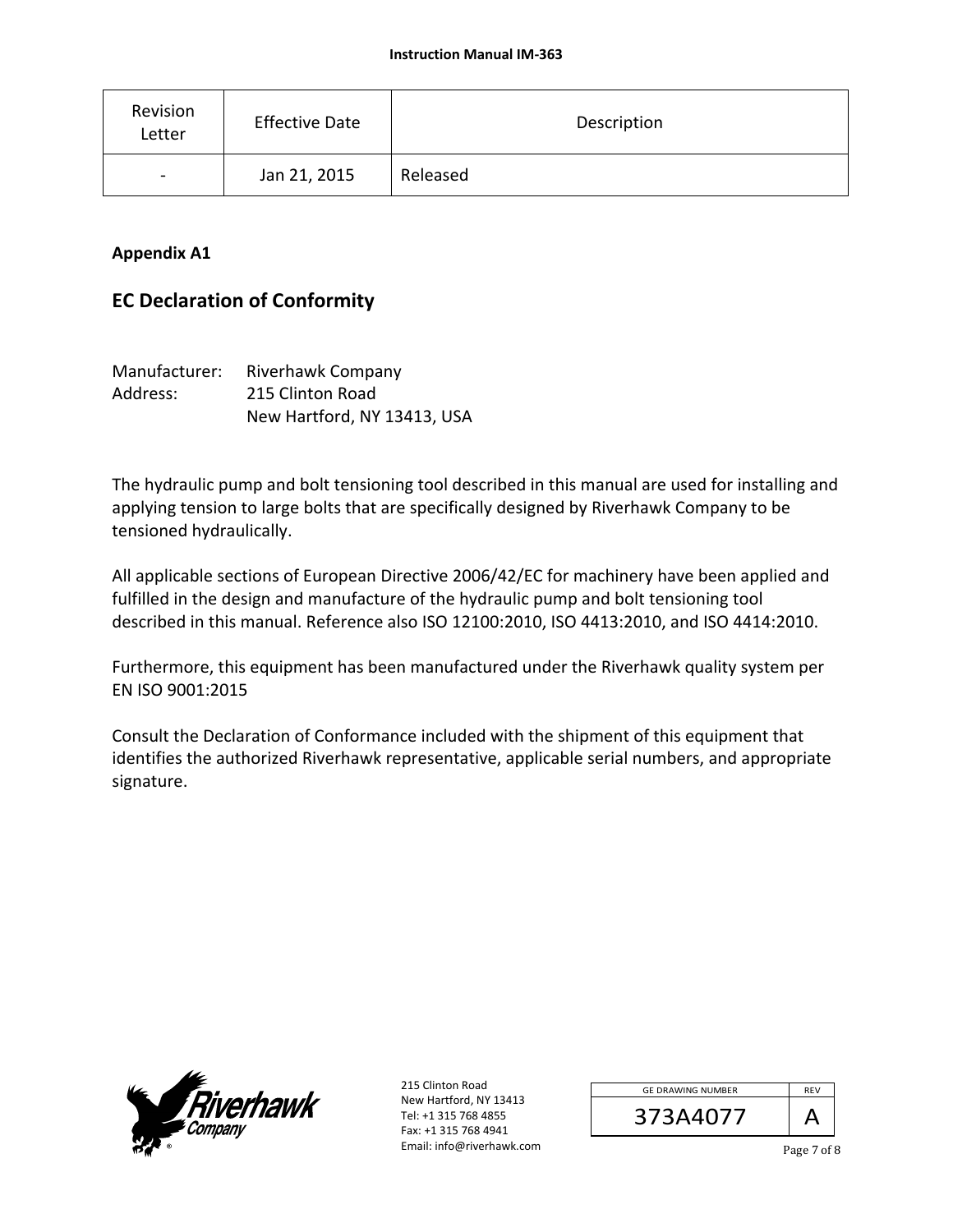| Revision Letter | Effective Date | Description |
|---|---|---|
| - | Jan 21, 2015 | Released |

**Appendix A1**

## EC Declaration of Conformity

Manufacturer: Riverhawk Company
Address: 215 Clinton Road
New Hartford, NY 13413, USA

The hydraulic pump and bolt tensioning tool described in this manual are used for installing and applying tension to large bolts that are specifically designed by Riverhawk Company to be tensioned hydraulically.

All applicable sections of European Directive 2006/42/EC for machinery have been applied and fulfilled in the design and manufacture of the hydraulic pump and bolt tensioning tool described in this manual. Reference also ISO 12100:2010, ISO 4413:2010, and ISO 4414:2010.

Furthermore, this equipment has been manufactured under the Riverhawk quality system per EN ISO 9001:2015

Consult the Declaration of Conformance included with the shipment of this equipment that identifies the authorized Riverhawk representative, applicable serial numbers, and appropriate signature.

215 Clinton Road
New Hartford, NY 13413
Tel: +1 315 768 4855
Fax: +1 315 768 4941
Email: info@riverhawk.com

| GE DRAWING NUMBER | REV |
|---|---|
| 373A4077 | A |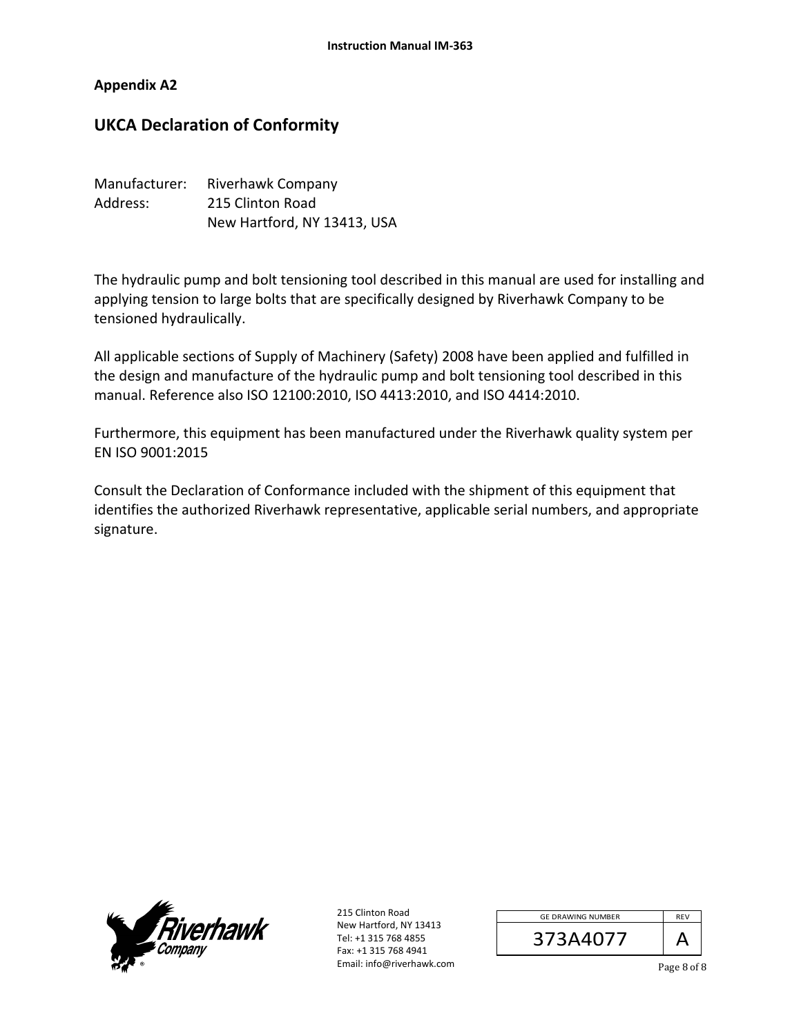**Appendix A2**

## UKCA Declaration of Conformity

Manufacturer: Riverhawk Company
Address: 215 Clinton Road
New Hartford, NY 13413, USA

The hydraulic pump and bolt tensioning tool described in this manual are used for installing and applying tension to large bolts that are specifically designed by Riverhawk Company to be tensioned hydraulically.

All applicable sections of Supply of Machinery (Safety) 2008 have been applied and fulfilled in the design and manufacture of the hydraulic pump and bolt tensioning tool described in this manual. Reference also ISO 12100:2010, ISO 4413:2010, and ISO 4414:2010.

Furthermore, this equipment has been manufactured under the Riverhawk quality system per EN ISO 9001:2015

Consult the Declaration of Conformance included with the shipment of this equipment that identifies the authorized Riverhawk representative, applicable serial numbers, and appropriate signature.